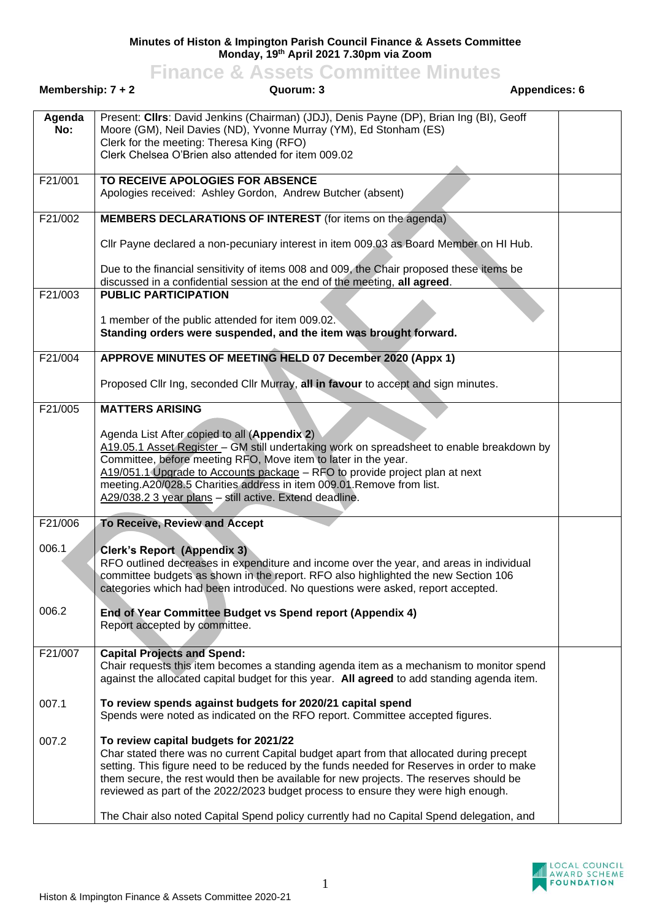**Minutes of Histon & Impington Parish Council Finance & Assets Committee**
**Monday, 19th April 2021 7.30pm via Zoom**

# Finance & Assets Committee Minutes

**Membership: 7 + 2** | **Quorum: 3** | **Appendices: 6**

| Agenda No: | | |
|---|---|---|
| | Present: **Cllrs**: David Jenkins (Chairman) (JDJ), Denis Payne (DP), Brian Ing (BI), Geoff Moore (GM), Neil Davies (ND), Yvonne Murray (YM), Ed Stonham (ES)<br>Clerk for the meeting: Theresa King (RFO)<br>Clerk Chelsea O'Brien also attended for item 009.02 | |
| F21/001 | **TO RECEIVE APOLOGIES FOR ABSENCE**<br>Apologies received: Ashley Gordon, Andrew Butcher (absent) | |
| F21/002 | **MEMBERS DECLARATIONS OF INTEREST** (for items on the agenda)<br><br>Cllr Payne declared a non-pecuniary interest in item 009.03 as Board Member on HI Hub.<br><br>Due to the financial sensitivity of items 008 and 009, the Chair proposed these items be discussed in a confidential session at the end of the meeting, **all agreed**. | |
| F21/003 | **PUBLIC PARTICIPATION**<br><br>1 member of the public attended for item 009.02.<br>**Standing orders were suspended, and the item was brought forward.** | |
| F21/004 | **APPROVE MINUTES OF MEETING HELD 07 December 2020 (Appx 1)**<br><br>Proposed Cllr Ing, seconded Cllr Murray, **all in favour** to accept and sign minutes. | |
| F21/005 | **MATTERS ARISING**<br><br>Agenda List After copied to all (**Appendix 2**)<br>A19.05.1 Asset Register – GM still undertaking work on spreadsheet to enable breakdown by Committee, before meeting RFO, Move item to later in the year.<br>A19/051.1 Upgrade to Accounts package – RFO to provide project plan at next meeting.A20/028.5 Charities address in item 009.01.Remove from list.<br>A29/038.2 3 year plans – still active. Extend deadline. | |
| F21/006 | **To Receive, Review and Accept** | |
| 006.1 | **Clerk's Report (Appendix 3)**<br>RFO outlined decreases in expenditure and income over the year, and areas in individual committee budgets as shown in the report. RFO also highlighted the new Section 106 categories which had been introduced. No questions were asked, report accepted. | |
| 006.2 | **End of Year Committee Budget vs Spend report (Appendix 4)**<br>Report accepted by committee. | |
| F21/007 | **Capital Projects and Spend:**<br>Chair requests this item becomes a standing agenda item as a mechanism to monitor spend against the allocated capital budget for this year. **All agreed** to add standing agenda item. | |
| 007.1 | **To review spends against budgets for 2020/21 capital spend**<br>Spends were noted as indicated on the RFO report. Committee accepted figures. | |
| 007.2 | **To review capital budgets for 2021/22**<br>Char stated there was no current Capital budget apart from that allocated during precept setting. This figure need to be reduced by the funds needed for Reserves in order to make them secure, the rest would then be available for new projects. The reserves should be reviewed as part of the 2022/2023 budget process to ensure they were high enough.<br><br>The Chair also noted Capital Spend policy currently had no Capital Spend delegation, and | |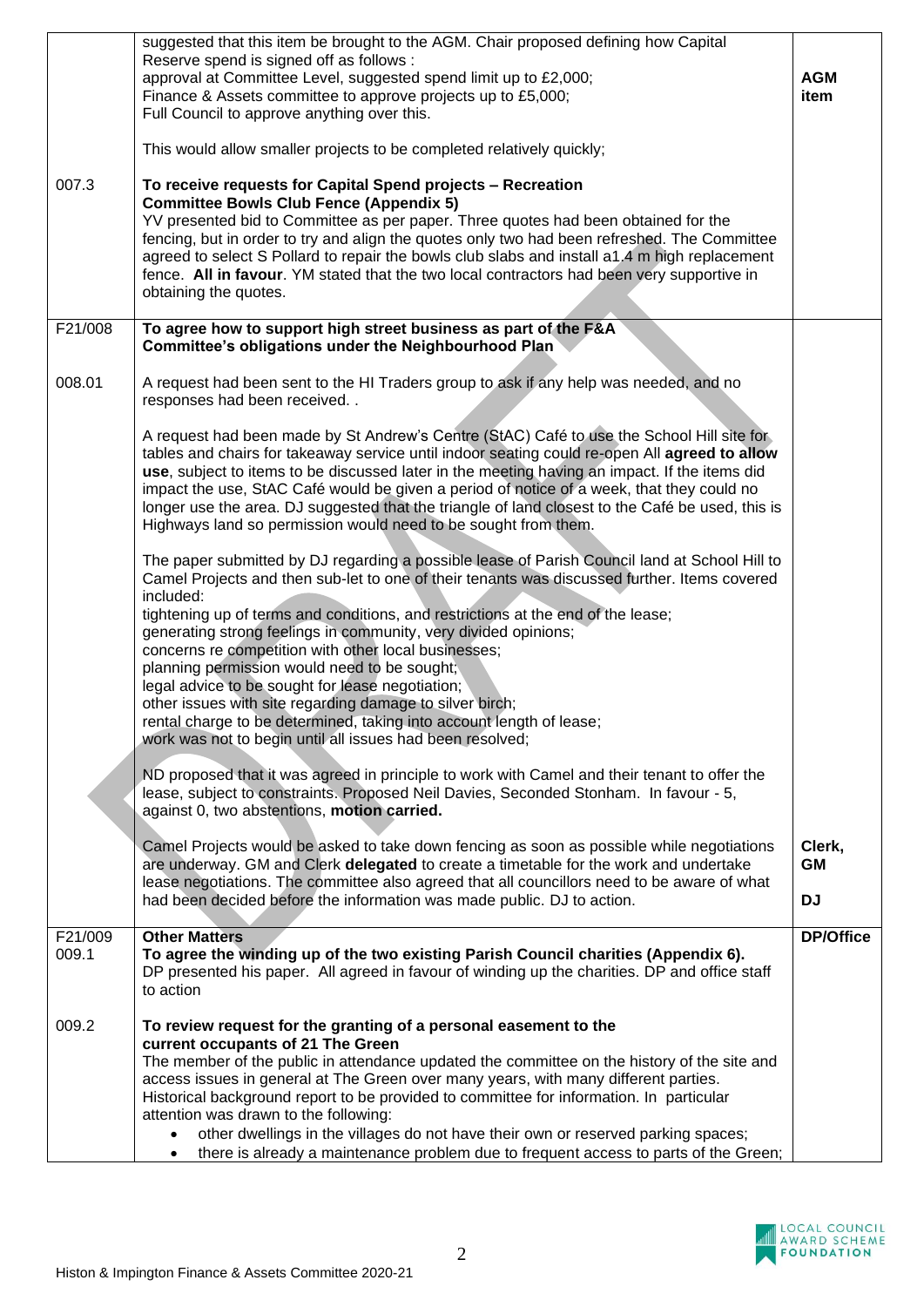| | | |
|---|---|---|
| | suggested that this item be brought to the AGM. Chair proposed defining how Capital Reserve spend is signed off as follows :<br>approval at Committee Level, suggested spend limit up to £2,000;<br>Finance & Assets committee to approve projects up to £5,000;<br>Full Council to approve anything over this.<br><br>This would allow smaller projects to be completed relatively quickly; | **AGM item** |
| 007.3 | **To receive requests for Capital Spend projects – Recreation Committee Bowls Club Fence (Appendix 5)**<br>YV presented bid to Committee as per paper. Three quotes had been obtained for the fencing, but in order to try and align the quotes only two had been refreshed. The Committee agreed to select S Pollard to repair the bowls club slabs and install a1.4 m high replacement fence. **All in favour**. YM stated that the two local contractors had been very supportive in obtaining the quotes. | |
| F21/008 | **To agree how to support high street business as part of the F&A Committee's obligations under the Neighbourhood Plan** | |
| 008.01 | A request had been sent to the HI Traders group to ask if any help was needed, and no responses had been received. .<br><br>A request had been made by St Andrew's Centre (StAC) Café to use the School Hill site for tables and chairs for takeaway service until indoor seating could re-open All **agreed to allow use**, subject to items to be discussed later in the meeting having an impact. If the items did impact the use, StAC Café would be given a period of notice of a week, that they could no longer use the area. DJ suggested that the triangle of land closest to the Café be used, this is Highways land so permission would need to be sought from them.<br><br>The paper submitted by DJ regarding a possible lease of Parish Council land at School Hill to Camel Projects and then sub-let to one of their tenants was discussed further. Items covered included:<br>tightening up of terms and conditions, and restrictions at the end of the lease;<br>generating strong feelings in community, very divided opinions;<br>concerns re competition with other local businesses;<br>planning permission would need to be sought;<br>legal advice to be sought for lease negotiation;<br>other issues with site regarding damage to silver birch;<br>rental charge to be determined, taking into account length of lease;<br>work was not to begin until all issues had been resolved;<br><br>ND proposed that it was agreed in principle to work with Camel and their tenant to offer the lease, subject to constraints. Proposed Neil Davies, Seconded Stonham. In favour - 5, against 0, two abstentions, **motion carried.**<br><br>Camel Projects would be asked to take down fencing as soon as possible while negotiations are underway. GM and Clerk **delegated** to create a timetable for the work and undertake lease negotiations. The committee also agreed that all councillors need to be aware of what had been decided before the information was made public. DJ to action. | **Clerk, GM**<br><br>**DJ** |
| F21/009<br>009.1 | **Other Matters**<br>**To agree the winding up of the two existing Parish Council charities (Appendix 6).**<br>DP presented his paper. All agreed in favour of winding up the charities. DP and office staff to action | **DP/Office** |
| 009.2 | **To review request for the granting of a personal easement to the current occupants of 21 The Green**<br>The member of the public in attendance updated the committee on the history of the site and access issues in general at The Green over many years, with many different parties. Historical background report to be provided to committee for information. In particular attention was drawn to the following:<br>• other dwellings in the villages do not have their own or reserved parking spaces;<br>• there is already a maintenance problem due to frequent access to parts of the Green; | |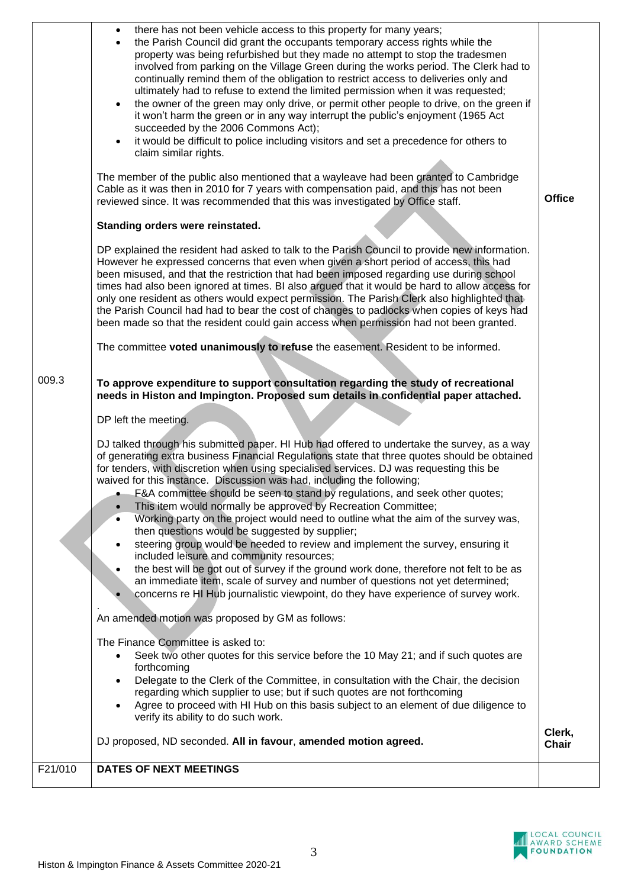| | | |
|---|---|---|
| | • there has not been vehicle access to this property for many years;<br>• the Parish Council did grant the occupants temporary access rights while the property was being refurbished but they made no attempt to stop the tradesmen involved from parking on the Village Green during the works period. The Clerk had to continually remind them of the obligation to restrict access to deliveries only and ultimately had to refuse to extend the limited permission when it was requested;<br>• the owner of the green may only drive, or permit other people to drive, on the green if it won't harm the green or in any way interrupt the public's enjoyment (1965 Act succeeded by the 2006 Commons Act);<br>• it would be difficult to police including visitors and set a precedence for others to claim similar rights.<br><br>The member of the public also mentioned that a wayleave had been granted to Cambridge Cable as it was then in 2010 for 7 years with compensation paid, and this has not been reviewed since. It was recommended that this was investigated by Office staff. | **Office** |
| | **Standing orders were reinstated.**<br><br>DP explained the resident had asked to talk to the Parish Council to provide new information. However he expressed concerns that even when given a short period of access, this had been misused, and that the restriction that had been imposed regarding use during school times had also been ignored at times. BI also argued that it would be hard to allow access for only one resident as others would expect permission. The Parish Clerk also highlighted that the Parish Council had had to bear the cost of changes to padlocks when copies of keys had been made so that the resident could gain access when permission had not been granted.<br><br>The committee **voted unanimously to refuse** the easement. Resident to be informed. | |
| 009.3 | **To approve expenditure to support consultation regarding the study of recreational needs in Histon and Impington. Proposed sum details in confidential paper attached.**<br><br>DP left the meeting.<br><br>DJ talked through his submitted paper. HI Hub had offered to undertake the survey, as a way of generating extra business Financial Regulations state that three quotes should be obtained for tenders, with discretion when using specialised services. DJ was requesting this be waived for this instance. Discussion was had, including the following;<br>• F&A committee should be seen to stand by regulations, and seek other quotes;<br>• This item would normally be approved by Recreation Committee;<br>• Working party on the project would need to outline what the aim of the survey was, then questions would be suggested by supplier;<br>• steering group would be needed to review and implement the survey, ensuring it included leisure and community resources;<br>• the best will be got out of survey if the ground work done, therefore not felt to be as an immediate item, scale of survey and number of questions not yet determined;<br>• concerns re HI Hub journalistic viewpoint, do they have experience of survey work.<br>.<br>An amended motion was proposed by GM as follows:<br><br>The Finance Committee is asked to:<br>• Seek two other quotes for this service before the 10 May 21; and if such quotes are forthcoming<br>• Delegate to the Clerk of the Committee, in consultation with the Chair, the decision regarding which supplier to use; but if such quotes are not forthcoming<br>• Agree to proceed with HI Hub on this basis subject to an element of due diligence to verify its ability to do such work.<br><br>DJ proposed, ND seconded. **All in favour**, **amended motion agreed.** | **Clerk, Chair** |
| F21/010 | **DATES OF NEXT MEETINGS** | |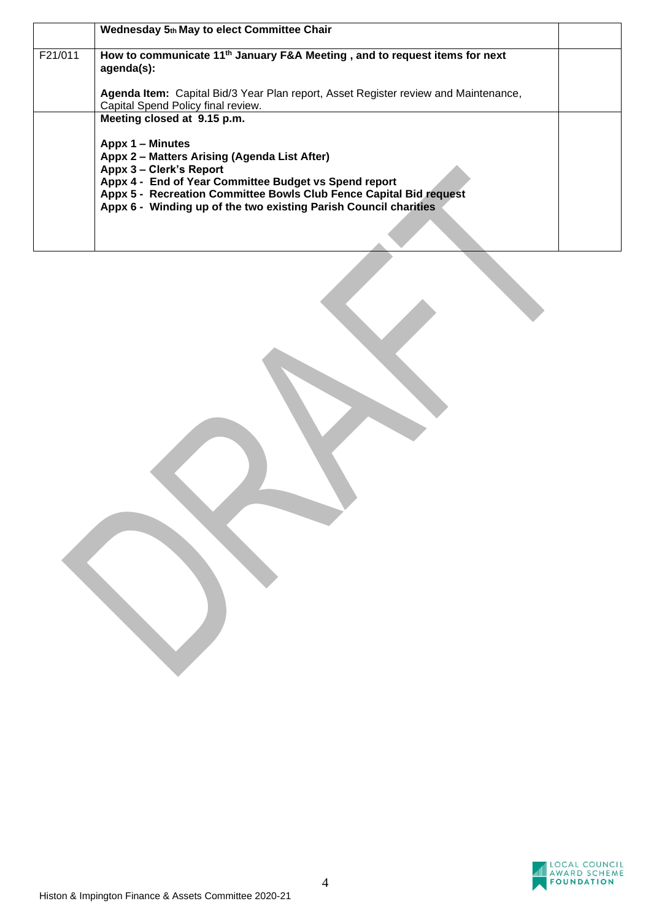| | | |
|---|---|---|
| | **Wednesday 5th May to elect Committee Chair** | |
| F21/011 | **How to communicate 11th January F&A Meeting , and to request items for next agenda(s):**<br><br>**Agenda Item:** Capital Bid/3 Year Plan report, Asset Register review and Maintenance, Capital Spend Policy final review. | |
| | **Meeting closed at 9.15 p.m.**<br><br>**Appx 1 – Minutes**<br>**Appx 2 – Matters Arising (Agenda List After)**<br>**Appx 3 – Clerk's Report**<br>**Appx 4 - End of Year Committee Budget vs Spend report**<br>**Appx 5 - Recreation Committee Bowls Club Fence Capital Bid request**<br>**Appx 6 - Winding up of the two existing Parish Council charities** | |

DRAFT